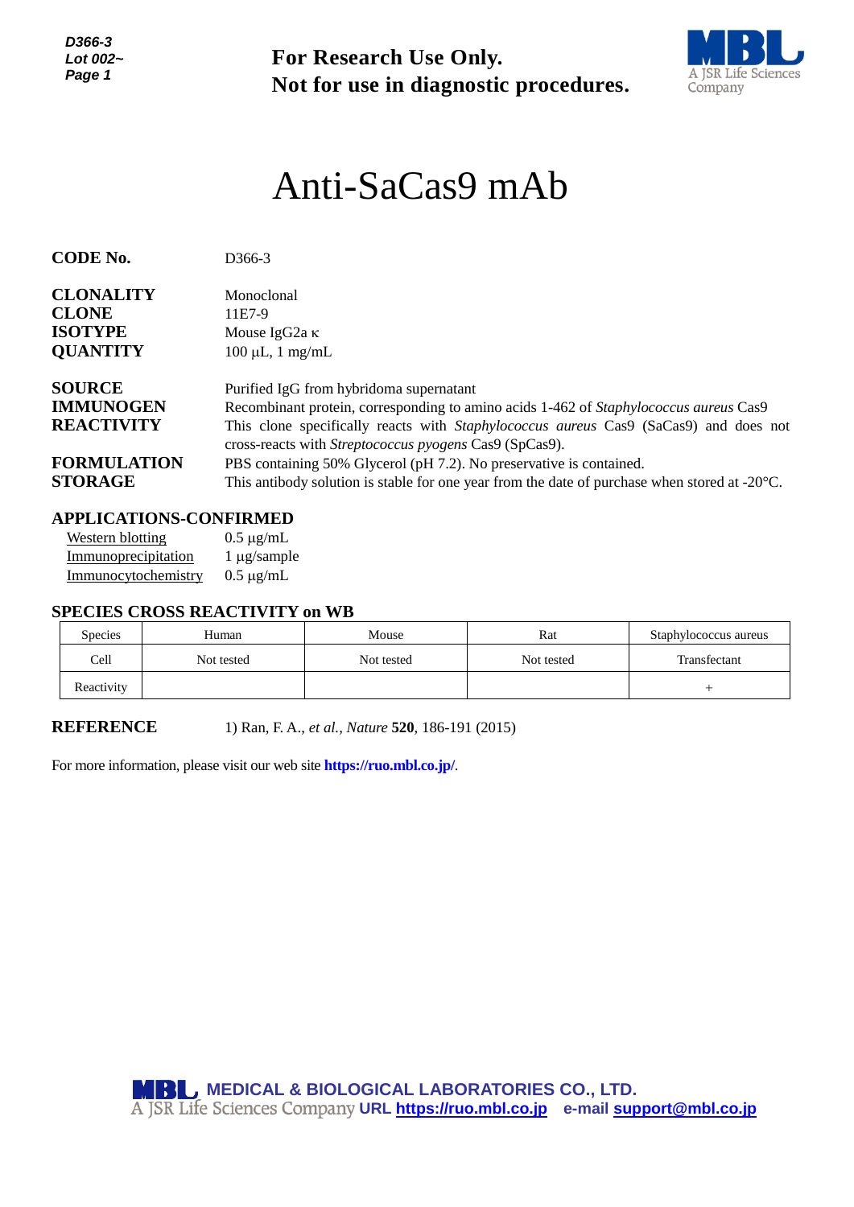D366-3
Lot 002~

**For Research Use Only.**
**Not for use in diagnostic procedures.**

# Anti-SaCas9 mAb

**CODE No.** D366-3

**CLONALITY** Monoclonal
**CLONE** 11E7-9
**ISOTYPE** Mouse IgG2a κ
**QUANTITY** 100 µL, 1 mg/mL

**SOURCE** Purified IgG from hybridoma supernatant
**IMMUNOGEN** Recombinant protein, corresponding to amino acids 1-462 of *Staphylococcus aureus* Cas9
**REACTIVITY** This clone specifically reacts with *Staphylococcus aureus* Cas9 (SaCas9) and does not cross-reacts with *Streptococcus pyogens* Cas9 (SpCas9).
**FORMULATION** PBS containing 50% Glycerol (pH 7.2). No preservative is contained.
**STORAGE** This antibody solution is stable for one year from the date of purchase when stored at -20°C.

## APPLICATIONS-CONFIRMED

Western blotting 0.5 µg/mL
Immunoprecipitation 1 µg/sample
Immunocytochemistry 0.5 µg/mL

## SPECIES CROSS REACTIVITY on WB

| Species | Human | Mouse | Rat | Staphylococcus aureus |
|---|---|---|---|---|
| Cell | Not tested | Not tested | Not tested | Transfectant |
| Reactivity | | | | + |

**REFERENCE** 1) Ran, F. A., *et al.*, *Nature* **520**, 186-191 (2015)

For more information, please visit our web site **https://ruo.mbl.co.jp/**.

**MEDICAL & BIOLOGICAL LABORATORIES CO., LTD.**
A JSR Life Sciences Company **URL https://ruo.mbl.co.jp** **e-mail support@mbl.co.jp**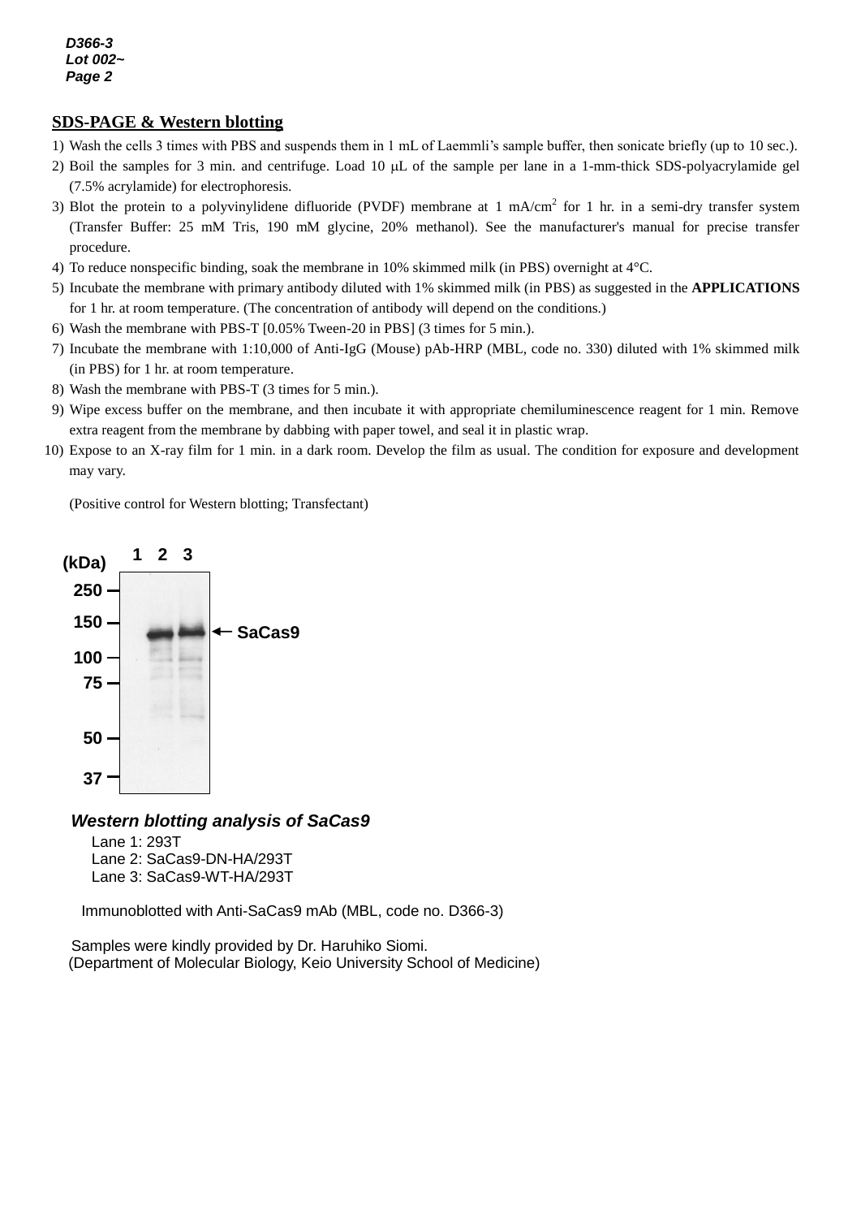## SDS-PAGE & Western blotting

1) Wash the cells 3 times with PBS and suspends them in 1 mL of Laemmli's sample buffer, then sonicate briefly (up to 10 sec.).
2) Boil the samples for 3 min. and centrifuge. Load 10 μL of the sample per lane in a 1-mm-thick SDS-polyacrylamide gel (7.5% acrylamide) for electrophoresis.
3) Blot the protein to a polyvinylidene difluoride (PVDF) membrane at 1 mA/cm$^2$ for 1 hr. in a semi-dry transfer system (Transfer Buffer: 25 mM Tris, 190 mM glycine, 20% methanol). See the manufacturer's manual for precise transfer procedure.
4) To reduce nonspecific binding, soak the membrane in 10% skimmed milk (in PBS) overnight at 4°C.
5) Incubate the membrane with primary antibody diluted with 1% skimmed milk (in PBS) as suggested in the **APPLICATIONS** for 1 hr. at room temperature. (The concentration of antibody will depend on the conditions.)
6) Wash the membrane with PBS-T [0.05% Tween-20 in PBS] (3 times for 5 min.).
7) Incubate the membrane with 1:10,000 of Anti-IgG (Mouse) pAb-HRP (MBL, code no. 330) diluted with 1% skimmed milk (in PBS) for 1 hr. at room temperature.
8) Wash the membrane with PBS-T (3 times for 5 min.).
9) Wipe excess buffer on the membrane, and then incubate it with appropriate chemiluminescence reagent for 1 min. Remove extra reagent from the membrane by dabbing with paper towel, and seal it in plastic wrap.
10) Expose to an X-ray film for 1 min. in a dark room. Develop the film as usual. The condition for exposure and development may vary.

(Positive control for Western blotting; Transfectant)

(kDa) 1 2 3

250
150 ← SaCas9
100
75
50
37

***Western blotting analysis of SaCas9***

Lane 1: 293T
Lane 2: SaCas9-DN-HA/293T
Lane 3: SaCas9-WT-HA/293T

Immunoblotted with Anti-SaCas9 mAb (MBL, code no. D366-3)

Samples were kindly provided by Dr. Haruhiko Siomi.
(Department of Molecular Biology, Keio University School of Medicine)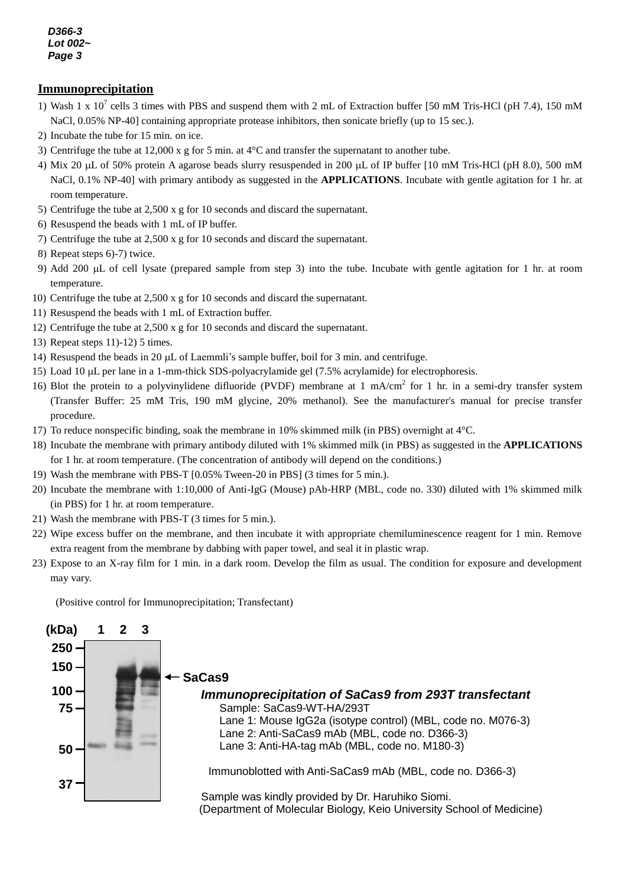## Immunoprecipitation

1) Wash 1 x $10^7$ cells 3 times with PBS and suspend them with 2 mL of Extraction buffer [50 mM Tris-HCl (pH 7.4), 150 mM NaCl, 0.05% NP-40] containing appropriate protease inhibitors, then sonicate briefly (up to 15 sec.).
2) Incubate the tube for 15 min. on ice.
3) Centrifuge the tube at 12,000 x g for 5 min. at 4°C and transfer the supernatant to another tube.
4) Mix 20 μL of 50% protein A agarose beads slurry resuspended in 200 μL of IP buffer [10 mM Tris-HCl (pH 8.0), 500 mM NaCl, 0.1% NP-40] with primary antibody as suggested in the **APPLICATIONS**. Incubate with gentle agitation for 1 hr. at room temperature.
5) Centrifuge the tube at 2,500 x g for 10 seconds and discard the supernatant.
6) Resuspend the beads with 1 mL of IP buffer.
7) Centrifuge the tube at 2,500 x g for 10 seconds and discard the supernatant.
8) Repeat steps 6)-7) twice.
9) Add 200 μL of cell lysate (prepared sample from step 3) into the tube. Incubate with gentle agitation for 1 hr. at room temperature.
10) Centrifuge the tube at 2,500 x g for 10 seconds and discard the supernatant.
11) Resuspend the beads with 1 mL of Extraction buffer.
12) Centrifuge the tube at 2,500 x g for 10 seconds and discard the supernatant.
13) Repeat steps 11)-12) 5 times.
14) Resuspend the beads in 20 μL of Laemmli's sample buffer, boil for 3 min. and centrifuge.
15) Load 10 μL per lane in a 1-mm-thick SDS-polyacrylamide gel (7.5% acrylamide) for electrophoresis.
16) Blot the protein to a polyvinylidene difluoride (PVDF) membrane at 1 mA/$cm^2$ for 1 hr. in a semi-dry transfer system (Transfer Buffer: 25 mM Tris, 190 mM glycine, 20% methanol). See the manufacturer's manual for precise transfer procedure.
17) To reduce nonspecific binding, soak the membrane in 10% skimmed milk (in PBS) overnight at 4°C.
18) Incubate the membrane with primary antibody diluted with 1% skimmed milk (in PBS) as suggested in the **APPLICATIONS** for 1 hr. at room temperature. (The concentration of antibody will depend on the conditions.)
19) Wash the membrane with PBS-T [0.05% Tween-20 in PBS] (3 times for 5 min.).
20) Incubate the membrane with 1:10,000 of Anti-IgG (Mouse) pAb-HRP (MBL, code no. 330) diluted with 1% skimmed milk (in PBS) for 1 hr. at room temperature.
21) Wash the membrane with PBS-T (3 times for 5 min.).
22) Wipe excess buffer on the membrane, and then incubate it with appropriate chemiluminescence reagent for 1 min. Remove extra reagent from the membrane by dabbing with paper towel, and seal it in plastic wrap.
23) Expose to an X-ray film for 1 min. in a dark room. Develop the film as usual. The condition for exposure and development may vary.

(Positive control for Immunoprecipitation; Transfectant)

(kDa) 1 2 3
250
150
100
75
50
37

SaCas9

***Immunoprecipitation of SaCas9 from 293T transfectant***

Sample: SaCas9-WT-HA/293T
Lane 1: Mouse IgG2a (isotype control) (MBL, code no. M076-3)
Lane 2: Anti-SaCas9 mAb (MBL, code no. D366-3)
Lane 3: Anti-HA-tag mAb (MBL, code no. M180-3)

Immunoblotted with Anti-SaCas9 mAb (MBL, code no. D366-3)

Sample was kindly provided by Dr. Haruhiko Siomi.
(Department of Molecular Biology, Keio University School of Medicine)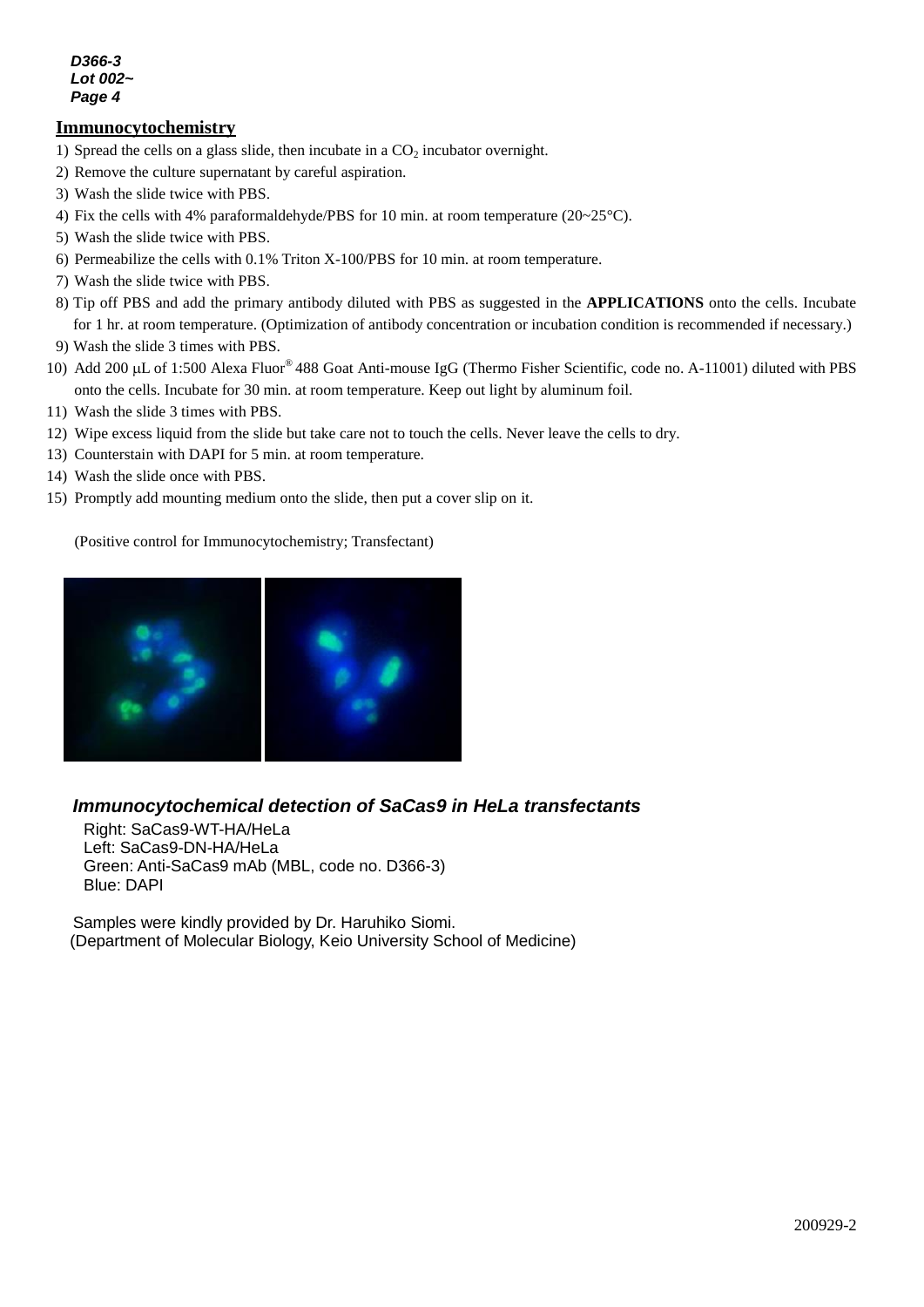**Immunocytochemistry**

1) Spread the cells on a glass slide, then incubate in a $CO_2$ incubator overnight.
2) Remove the culture supernatant by careful aspiration.
3) Wash the slide twice with PBS.
4) Fix the cells with 4% paraformaldehyde/PBS for 10 min. at room temperature (20~25°C).
5) Wash the slide twice with PBS.
6) Permeabilize the cells with 0.1% Triton X-100/PBS for 10 min. at room temperature.
7) Wash the slide twice with PBS.
8) Tip off PBS and add the primary antibody diluted with PBS as suggested in the **APPLICATIONS** onto the cells. Incubate for 1 hr. at room temperature. (Optimization of antibody concentration or incubation condition is recommended if necessary.)
9) Wash the slide 3 times with PBS.
10) Add 200 μL of 1:500 Alexa Fluor® 488 Goat Anti-mouse IgG (Thermo Fisher Scientific, code no. A-11001) diluted with PBS onto the cells. Incubate for 30 min. at room temperature. Keep out light by aluminum foil.
11) Wash the slide 3 times with PBS.
12) Wipe excess liquid from the slide but take care not to touch the cells. Never leave the cells to dry.
13) Counterstain with DAPI for 5 min. at room temperature.
14) Wash the slide once with PBS.
15) Promptly add mounting medium onto the slide, then put a cover slip on it.

(Positive control for Immunocytochemistry; Transfectant)

***Immunocytochemical detection of SaCas9 in HeLa transfectants***

Right: SaCas9-WT-HA/HeLa
Left: SaCas9-DN-HA/HeLa
Green: Anti-SaCas9 mAb (MBL, code no. D366-3)
Blue: DAPI

Samples were kindly provided by Dr. Haruhiko Siomi.
(Department of Molecular Biology, Keio University School of Medicine)